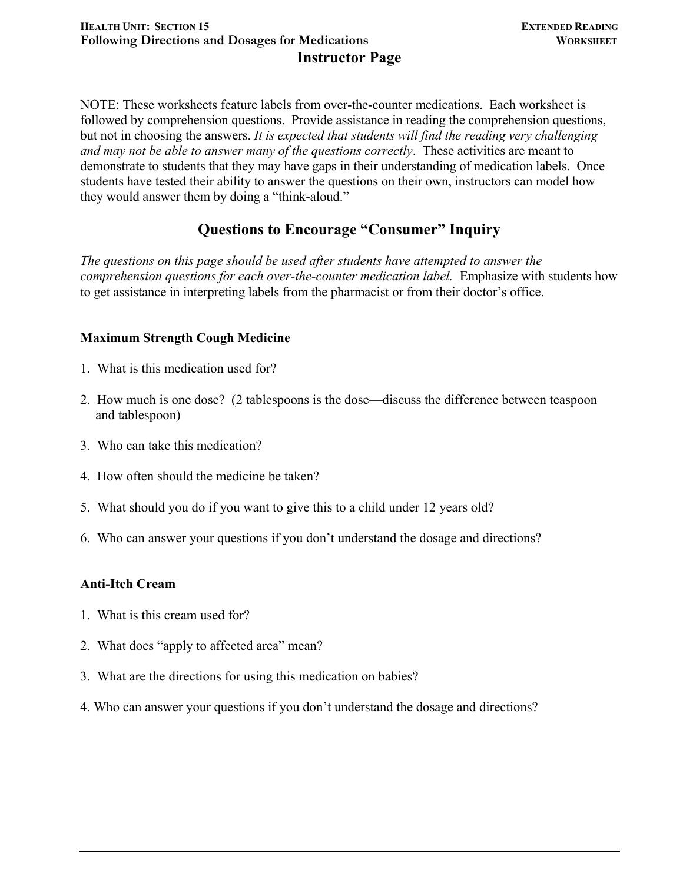# Instructor Page

NOTE: These worksheets feature labels from over-the-counter medications. Each worksheet is followed by comprehension questions. Provide assistance in reading the comprehension questions, but not in choosing the answers. *It is expected that students will find the reading very challenging and may not be able to answer many of the questions correctly*. These activities are meant to demonstrate to students that they may have gaps in their understanding of medication labels. Once students have tested their ability to answer the questions on their own, instructors can model how they would answer them by doing a "think-aloud."

## Questions to Encourage "Consumer" Inquiry

*The questions on this page should be used after students have attempted to answer the comprehension questions for each over-the-counter medication label.* Emphasize with students how to get assistance in interpreting labels from the pharmacist or from their doctor's office.

### Maximum Strength Cough Medicine

1. What is this medication used for?
2. How much is one dose? (2 tablespoons is the dose—discuss the difference between teaspoon and tablespoon)
3. Who can take this medication?
4. How often should the medicine be taken?
5. What should you do if you want to give this to a child under 12 years old?
6. Who can answer your questions if you don't understand the dosage and directions?

### Anti-Itch Cream

1. What is this cream used for?
2. What does "apply to affected area" mean?
3. What are the directions for using this medication on babies?
4. Who can answer your questions if you don't understand the dosage and directions?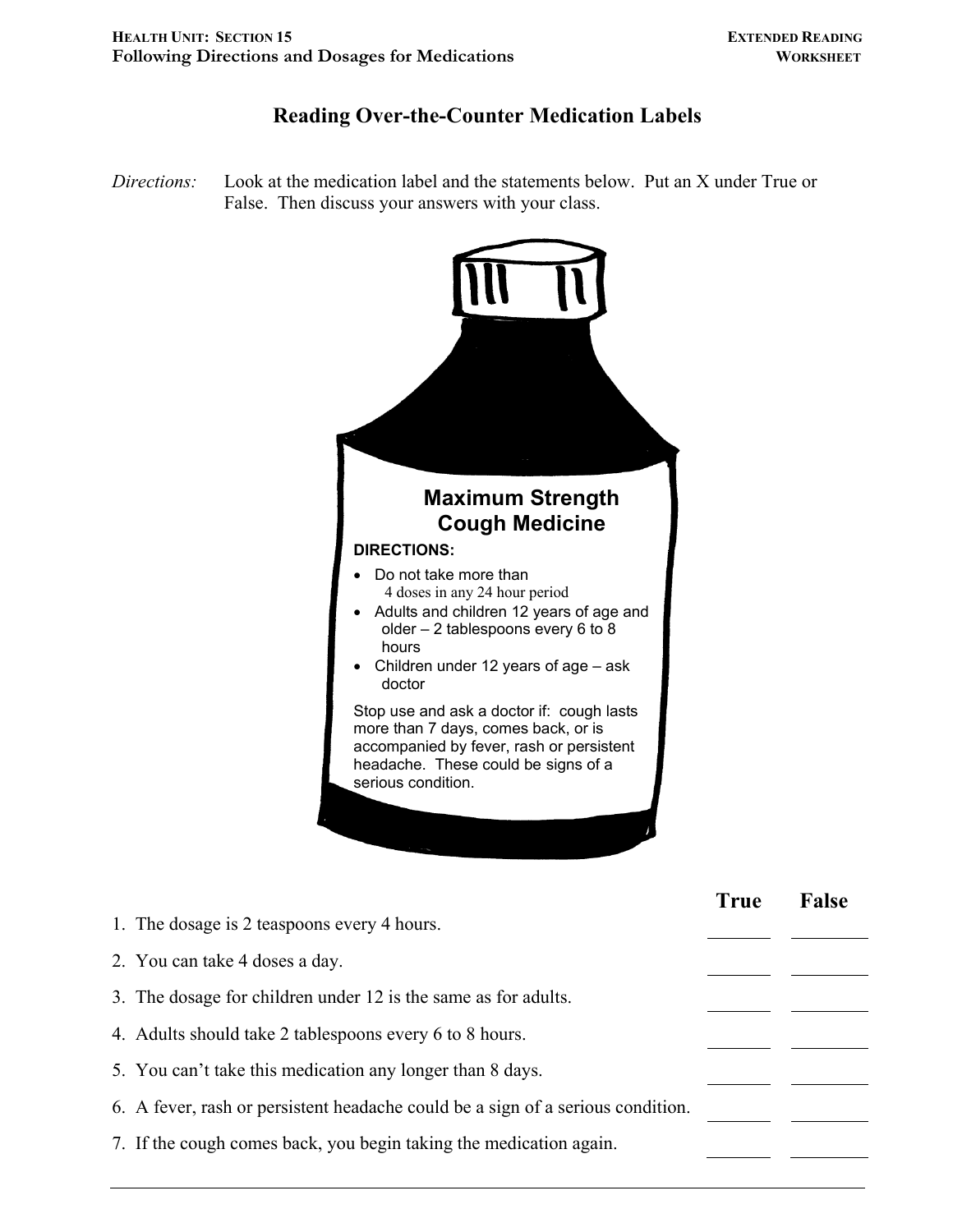HEALTH UNIT: SECTION 15
**Following Directions and Dosages for Medications**

EXTENDED READING WORKSHEET

## Reading Over-the-Counter Medication Labels

*Directions:* Look at the medication label and the statements below. Put an X under True or False. Then discuss your answers with your class.

**Maximum Strength Cough Medicine**

**DIRECTIONS:**

- Do not take more than 4 doses in any 24 hour period
- Adults and children 12 years of age and older – 2 tablespoons every 6 to 8 hours
- Children under 12 years of age – ask doctor

Stop use and ask a doctor if: cough lasts more than 7 days, comes back, or is accompanied by fever, rash or persistent headache. These could be signs of a serious condition.

| | True | False |
|---|---|---|
| 1. The dosage is 2 teaspoons every 4 hours. | _______ | _______ |
| 2. You can take 4 doses a day. | _______ | _______ |
| 3. The dosage for children under 12 is the same as for adults. | _______ | _______ |
| 4. Adults should take 2 tablespoons every 6 to 8 hours. | _______ | _______ |
| 5. You can't take this medication any longer than 8 days. | _______ | _______ |
| 6. A fever, rash or persistent headache could be a sign of a serious condition. | _______ | _______ |
| 7. If the cough comes back, you begin taking the medication again. | _______ | _______ |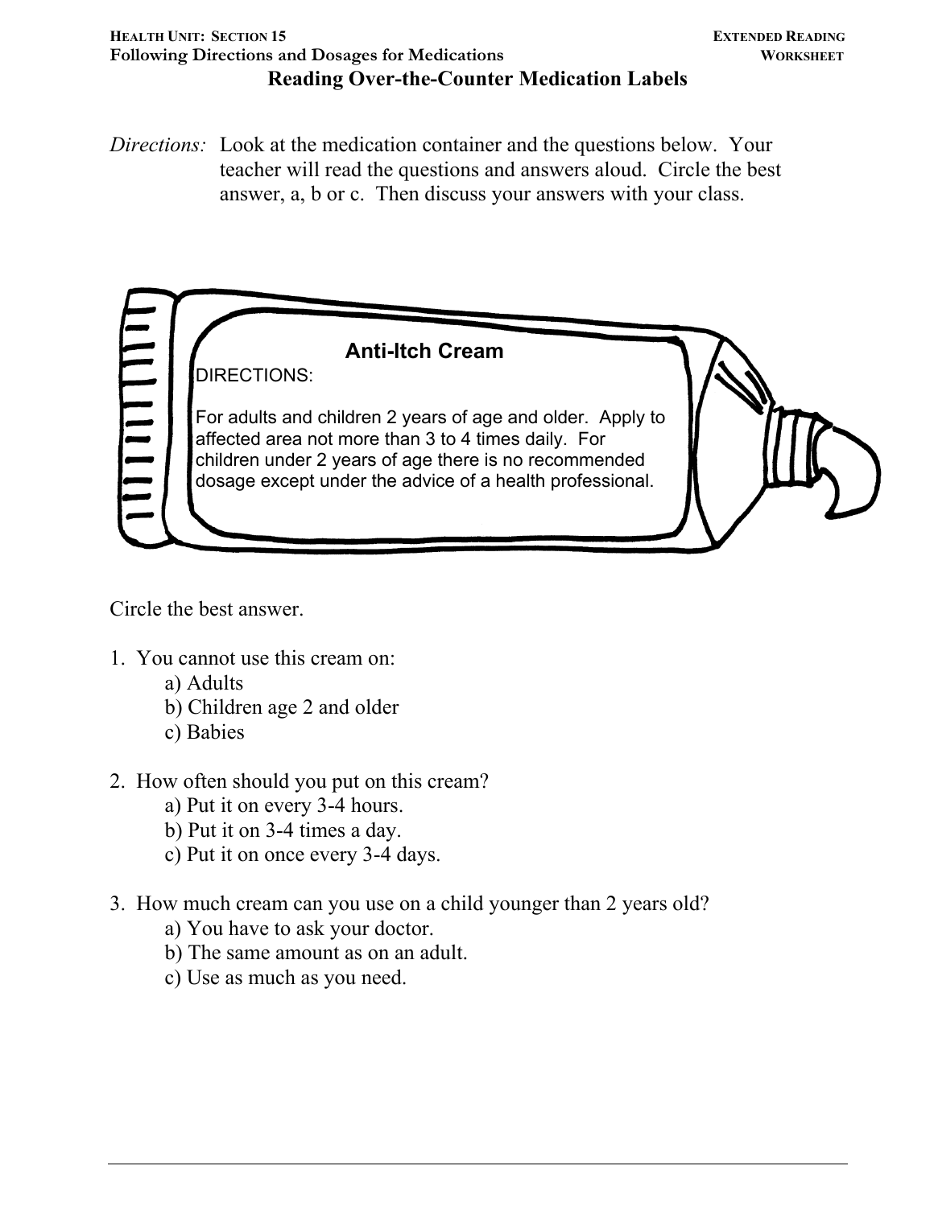**HEALTH UNIT: SECTION 15**
**Following Directions and Dosages for Medications**

**EXTENDED READING WORKSHEET**

## Reading Over-the-Counter Medication Labels

*Directions:* Look at the medication container and the questions below. Your teacher will read the questions and answers aloud. Circle the best answer, a, b or c. Then discuss your answers with your class.

**Anti-Itch Cream**

DIRECTIONS:

For adults and children 2 years of age and older. Apply to affected area not more than 3 to 4 times daily. For children under 2 years of age there is no recommended dosage except under the advice of a health professional.

Circle the best answer.

1. You cannot use this cream on:
   a) Adults
   b) Children age 2 and older
   c) Babies

2. How often should you put on this cream?
   a) Put it on every 3-4 hours.
   b) Put it on 3-4 times a day.
   c) Put it on once every 3-4 days.

3. How much cream can you use on a child younger than 2 years old?
   a) You have to ask your doctor.
   b) The same amount as on an adult.
   c) Use as much as you need.